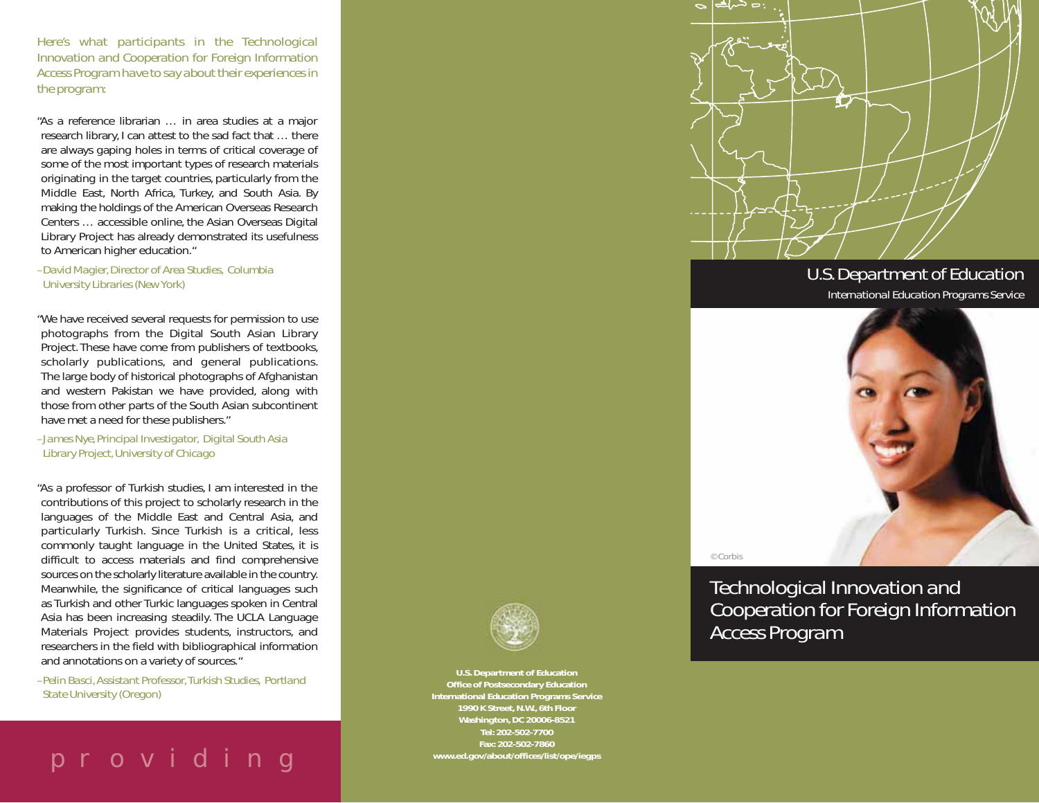Here's what participants in the Technological Innovation and Cooperation for Foreign Information Access Program have to say about their experiences in the program:

"As a reference librarian … in area studies at a major research library, I can attest to the sad fact that … there are always gaping holes in terms of critical coverage of some of the most important types of research materials originating in the target countries, particularly from the Middle East, North Africa, Turkey, and South Asia. By making the holdings of the American Overseas Research Centers … accessible online, the Asian Overseas Digital Library Project has already demonstrated its usefulness to American higher education."

–David Magier, Director of Area Studies, Columbia University Libraries (New York)

"We have received several requests for permission to use photographs from the Digital South Asian Library Project. These have come from publishers of textbooks, scholarly publications, and general publications. The large body of historical photographs of Afghanistan and western Pakistan we have provided, along with those from other parts of the South Asian subcontinent have met a need for these publishers."

–James Nye, Principal Investigator, Digital South Asia Library Project, University of Chicago

"As a professor of Turkish studies, I am interested in the contributions of this project to scholarly research in the languages of the Middle East and Central Asia, and particularly Turkish. Since Turkish is a critical, less commonly taught language in the United States, it is difficult to access materials and find comprehensive sources on the scholarly literature available in the country. Meanwhile, the significance of critical languages such as Turkish and other Turkic languages spoken in Central Asia has been increasing steadily. The UCLA Language Materials Project provides students, instructors, and researchers in the field with bibliographical information and annotations on a variety of sources."

–Pelin Basci, Assistant Professor, Turkish Studies, Portland State University (Oregon)

p r o v i d i n g

**U.S. Department of Education**
**Office of Postsecondary Education**
**International Education Programs Service**
**1990 K Street, N.W., 6th Floor**
**Washington, DC 20006-8521**
**Tel: 202-502-7700**
**Fax: 202-502-7860**
**www.ed.gov/about/offices/list/ope/iegps**

U.S. Department of Education

International Education Programs Service

©Corbis

# Technological Innovation and Cooperation for Foreign Information Access Program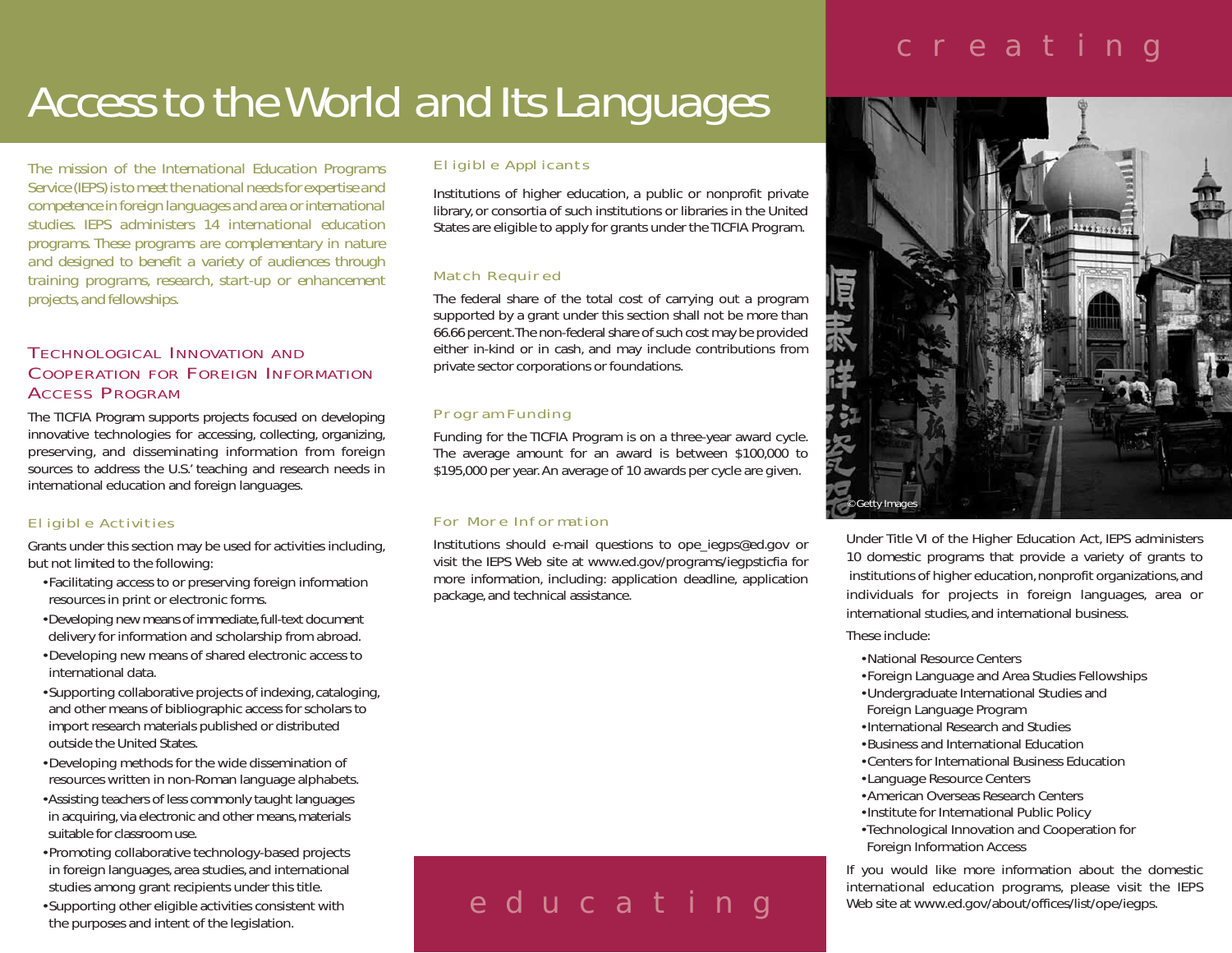# Access to the World and Its Languages

The mission of the International Education Programs Service (IEPS) is to meet the national needs for expertise and competence in foreign languages and area or international studies. IEPS administers 14 international education programs. These programs are complementary in nature and designed to benefit a variety of audiences through training programs, research, start-up or enhancement projects, and fellowships.

## Technological Innovation and Cooperation for Foreign Information Access Program

The TICFIA Program supports projects focused on developing innovative technologies for accessing, collecting, organizing, preserving, and disseminating information from foreign sources to address the U.S.' teaching and research needs in international education and foreign languages.

### Eligible Activities

Grants under this section may be used for activities including, but not limited to the following:

- Facilitating access to or preserving foreign information resources in print or electronic forms.
- Developing new means of immediate, full-text document delivery for information and scholarship from abroad.
- Developing new means of shared electronic access to international data.
- Supporting collaborative projects of indexing, cataloging, and other means of bibliographic access for scholars to import research materials published or distributed outside the United States.
- Developing methods for the wide dissemination of resources written in non-Roman language alphabets.
- Assisting teachers of less commonly taught languages in acquiring, via electronic and other means, materials suitable for classroom use.
- Promoting collaborative technology-based projects in foreign languages, area studies, and international studies among grant recipients under this title.
- Supporting other eligible activities consistent with the purposes and intent of the legislation.

### Eligible Applicants

Institutions of higher education, a public or nonprofit private library, or consortia of such institutions or libraries in the United States are eligible to apply for grants under the TICFIA Program.

### Match Required

The federal share of the total cost of carrying out a program supported by a grant under this section shall not be more than 66.66 percent. The non-federal share of such cost may be provided either in-kind or in cash, and may include contributions from private sector corporations or foundations.

### Program Funding

Funding for the TICFIA Program is on a three-year award cycle. The average amount for an award is between $100,000 to $195,000 per year. An average of 10 awards per cycle are given.

### For More Information

Institutions should e-mail questions to ope_iegps@ed.gov or visit the IEPS Web site at www.ed.gov/programs/iegpsticfia for more information, including: application deadline, application package, and technical assistance.

educating

creating

© Getty Images

Under Title VI of the Higher Education Act, IEPS administers 10 domestic programs that provide a variety of grants to institutions of higher education, nonprofit organizations, and individuals for projects in foreign languages, area or international studies, and international business.

These include:

- National Resource Centers
- Foreign Language and Area Studies Fellowships
- Undergraduate International Studies and Foreign Language Program
- International Research and Studies
- Business and International Education
- Centers for International Business Education
- Language Resource Centers
- American Overseas Research Centers
- Institute for International Public Policy
- Technological Innovation and Cooperation for Foreign Information Access

If you would like more information about the domestic international education programs, please visit the IEPS Web site at www.ed.gov/about/offices/list/ope/iegps.